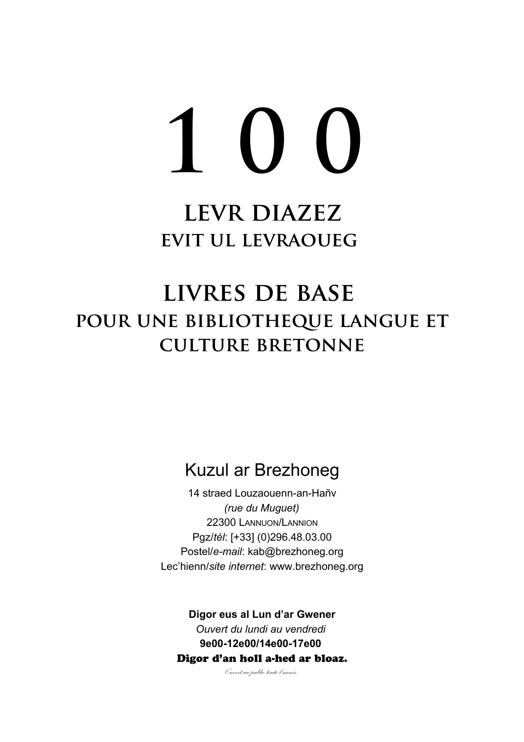# 1 0 0

## LEVR DIAZEZ
### EVIT UL LEVRAOUEG

## LIVRES DE BASE
### POUR UNE BIBLIOTHEQUE LANGUE ET CULTURE BRETONNE

Kuzul ar Brezhoneg

14 straed Louzaouenn-an-Hañv
*(rue du Muguet)*
22300 LANNUON/LANNION
Pgz/*tél*: [+33] (0)296.48.03.00
Postel/*e-mail*: kab@brezhoneg.org
Lec'hienn/*site internet*: www.brezhoneg.org

**Digor eus al Lun d'ar Gwener**
*Ouvert du lundi au vendredi*
**9e00-12e00/14e00-17e00**
**Digor d'an holl a-hed ar bloaz.**
*Ouvert au public toute l'année.*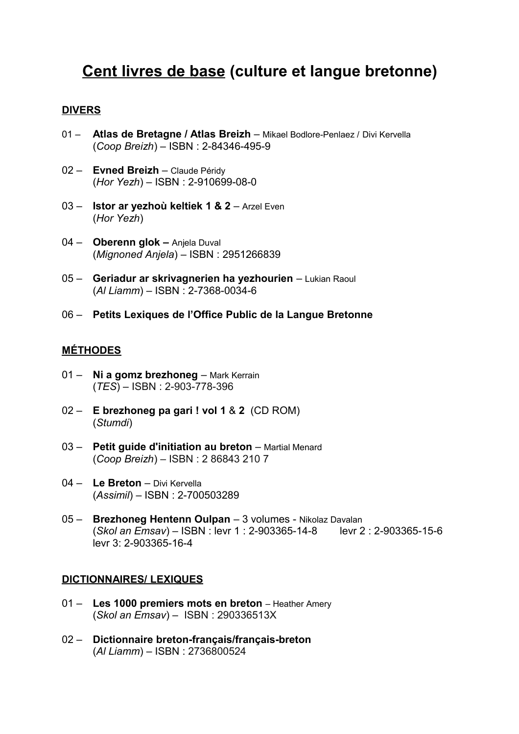# Cent livres de base (culture et langue bretonne)

## DIVERS

01 – **Atlas de Bretagne / Atlas Breizh** – Mikael Bodlore-Penlaez / Divi Kervella
(*Coop Breizh*) – ISBN : 2-84346-495-9

02 – **Evned Breizh** – Claude Péridy
(*Hor Yezh*) – ISBN : 2-910699-08-0

03 – **Istor ar yezhoù keltiek 1 & 2** – Arzel Even
(*Hor Yezh*)

04 – **Oberenn glok –** Anjela Duval
(*Mignoned Anjela*) – ISBN : 2951266839

05 – **Geriadur ar skrivagnerien ha yezhourien** – Lukian Raoul
(*Al Liamm*) – ISBN : 2-7368-0034-6

06 – **Petits Lexiques de l'Office Public de la Langue Bretonne**

## MÉTHODES

01 – **Ni a gomz brezhoneg** – Mark Kerrain
(*TES*) – ISBN : 2-903-778-396

02 – **E brezhoneg pa gari ! vol 1** & **2** (CD ROM)
(*Stumdi*)

03 – **Petit guide d'initiation au breton** – Martial Menard
(*Coop Breizh*) – ISBN : 2 86843 210 7

04 – **Le Breton** – Divi Kervella
(*Assimil*) – ISBN : 2-700503289

05 – **Brezhoneg Hentenn Oulpan** – 3 volumes - Nikolaz Davalan
(*Skol an Emsav*) – ISBN : levr 1 : 2-903365-14-8 levr 2 : 2-903365-15-6
levr 3: 2-903365-16-4

## DICTIONNAIRES/ LEXIQUES

01 – **Les 1000 premiers mots en breton** – Heather Amery
(*Skol an Emsav*) – ISBN : 290336513X

02 – **Dictionnaire breton-français/français-breton**
(*Al Liamm*) – ISBN : 2736800524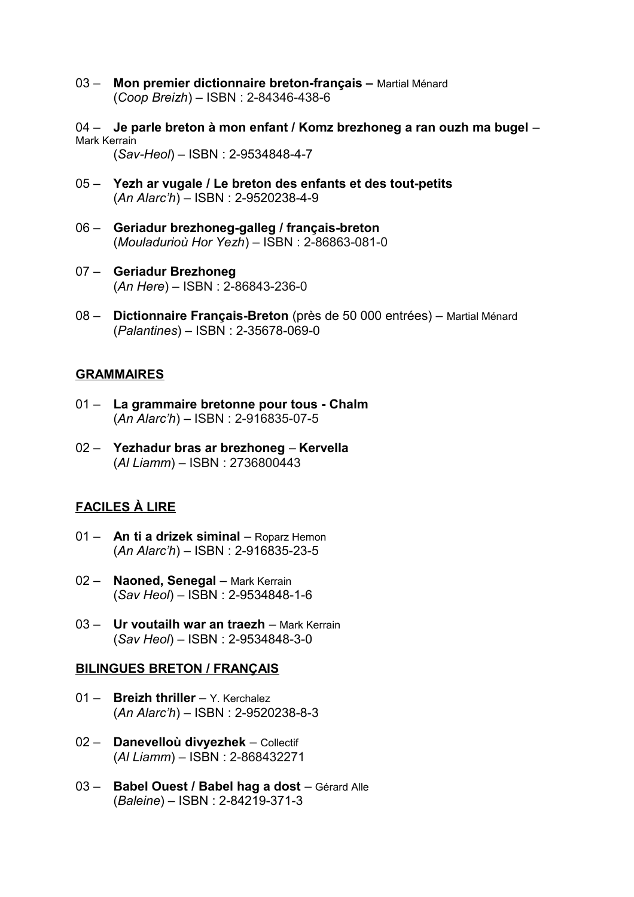03 – **Mon premier dictionnaire breton-français –** Martial Ménard
(*Coop Breizh*) – ISBN : 2-84346-438-6

04 – **Je parle breton à mon enfant / Komz brezhoneg a ran ouzh ma bugel** – Mark Kerrain
(*Sav-Heol*) – ISBN : 2-9534848-4-7

05 – **Yezh ar vugale / Le breton des enfants et des tout-petits**
(*An Alarc'h*) – ISBN : 2-9520238-4-9

06 – **Geriadur brezhoneg-galleg / français-breton**
(*Mouladurioù Hor Yezh*) – ISBN : 2-86863-081-0

07 – **Geriadur Brezhoneg**
(*An Here*) – ISBN : 2-86843-236-0

08 – **Dictionnaire Français-Breton** (près de 50 000 entrées) – Martial Ménard
(*Palantines*) – ISBN : 2-35678-069-0

## GRAMMAIRES

01 – **La grammaire bretonne pour tous - Chalm**
(*An Alarc'h*) – ISBN : 2-916835-07-5

02 – **Yezhadur bras ar brezhoneg** – **Kervella**
(*Al Liamm*) – ISBN : 2736800443

## FACILES À LIRE

01 – **An ti a drizek siminal** – Roparz Hemon
(*An Alarc'h*) – ISBN : 2-916835-23-5

02 – **Naoned, Senegal** – Mark Kerrain
(*Sav Heol*) – ISBN : 2-9534848-1-6

03 – **Ur voutailh war an traezh** – Mark Kerrain
(*Sav Heol*) – ISBN : 2-9534848-3-0

## BILINGUES BRETON / FRANÇAIS

01 – **Breizh thriller** – Y. Kerchalez
(*An Alarc'h*) – ISBN : 2-9520238-8-3

02 – **Danevelloù divyezhek** – Collectif
(*Al Liamm*) – ISBN : 2-868432271

03 – **Babel Ouest / Babel hag a dost** – Gérard Alle
(*Baleine*) – ISBN : 2-84219-371-3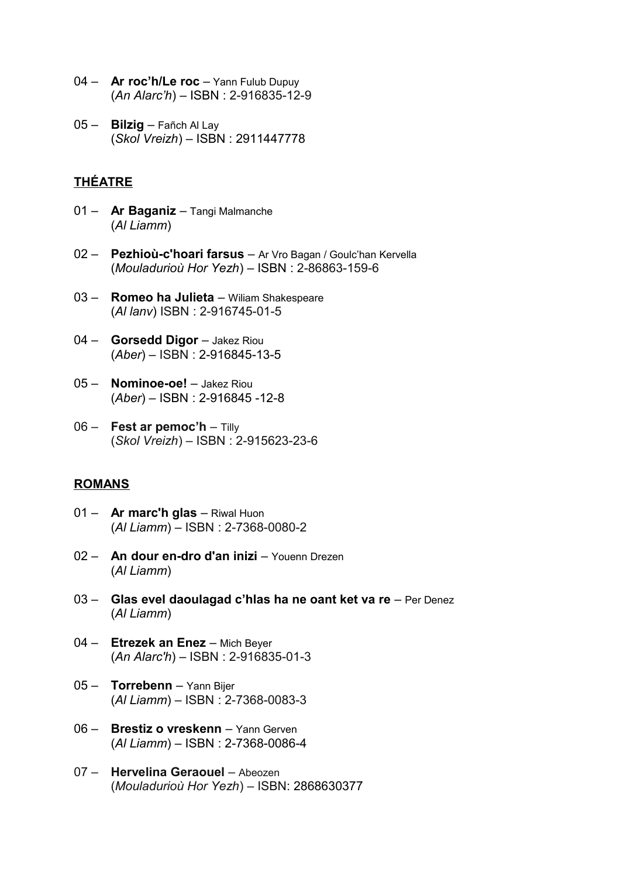04 – **Ar roc'h/Le roc** – Yann Fulub Dupuy
(*An Alarc'h*) – ISBN : 2-916835-12-9

05 – **Bilzig** – Fañch Al Lay
(*Skol Vreizh*) – ISBN : 2911447778

## THÉATRE

01 – **Ar Baganiz** – Tangi Malmanche
(*Al Liamm*)

02 – **Pezhioù-c'hoari farsus** – Ar Vro Bagan / Goulc'han Kervella
(*Mouladurioù Hor Yezh*) – ISBN : 2-86863-159-6

03 – **Romeo ha Julieta** – Wiliam Shakespeare
(*Al Ianv*) ISBN : 2-916745-01-5

04 – **Gorsedd Digor** – Jakez Riou
(*Aber*) – ISBN : 2-916845-13-5

05 – **Nominoe-oe!** – Jakez Riou
(*Aber*) – ISBN : 2-916845 -12-8

06 – **Fest ar pemoc'h** – Tilly
(*Skol Vreizh*) – ISBN : 2-915623-23-6

## ROMANS

01 – **Ar marc'h glas** – Riwal Huon
(*Al Liamm*) – ISBN : 2-7368-0080-2

02 – **An dour en-dro d'an inizi** – Youenn Drezen
(*Al Liamm*)

03 – **Glas evel daoulagad c'hlas ha ne oant ket va re** – Per Denez
(*Al Liamm*)

04 – **Etrezek an Enez** – Mich Beyer
(*An Alarc'h*) – ISBN : 2-916835-01-3

05 – **Torrebenn** – Yann Bijer
(*Al Liamm*) – ISBN : 2-7368-0083-3

06 – **Brestiz o vreskenn** – Yann Gerven
(*Al Liamm*) – ISBN : 2-7368-0086-4

07 – **Hervelina Geraouel** – Abeozen
(*Mouladurioù Hor Yezh*) – ISBN: 2868630377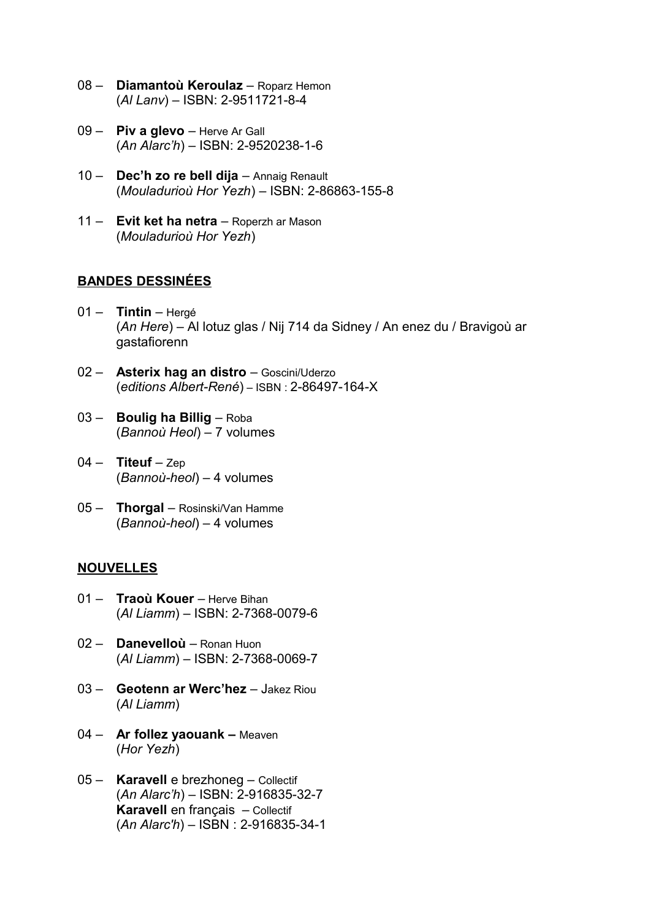08 – **Diamantoù Keroulaz** – Roparz Hemon
(*Al Lanv*) – ISBN: 2-9511721-8-4

09 – **Piv a glevo** – Herve Ar Gall
(*An Alarc'h*) – ISBN: 2-9520238-1-6

10 – **Dec'h zo re bell dija** – Annaig Renault
(*Mouladurioù Hor Yezh*) – ISBN: 2-86863-155-8

11 – **Evit ket ha netra** – Roperzh ar Mason
(*Mouladurioù Hor Yezh*)

## BANDES DESSINÉES

01 – **Tintin** – Hergé
(*An Here*) – Al lotuz glas / Nij 714 da Sidney / An enez du / Bravigoù ar gastafiorenn

02 – **Asterix hag an distro** – Goscini/Uderzo
(*editions Albert-René*) – ISBN : 2-86497-164-X

03 – **Boulig ha Billig** – Roba
(*Bannoù Heol*) – 7 volumes

04 – **Titeuf** – Zep
(*Bannoù-heol*) – 4 volumes

05 – **Thorgal** – Rosinski/Van Hamme
(*Bannoù-heol*) – 4 volumes

## NOUVELLES

01 – **Traoù Kouer** – Herve Bihan
(*Al Liamm*) – ISBN: 2-7368-0079-6

02 – **Danevelloù** – Ronan Huon
(*Al Liamm*) – ISBN: 2-7368-0069-7

03 – **Geotenn ar Werc'hez** – Jakez Riou
(*Al Liamm*)

04 – **Ar follez yaouank –** Meaven
(*Hor Yezh*)

05 – **Karavell** e brezhoneg – Collectif
(*An Alarc'h*) – ISBN: 2-916835-32-7
**Karavell** en français – Collectif
(*An Alarc'h*) – ISBN : 2-916835-34-1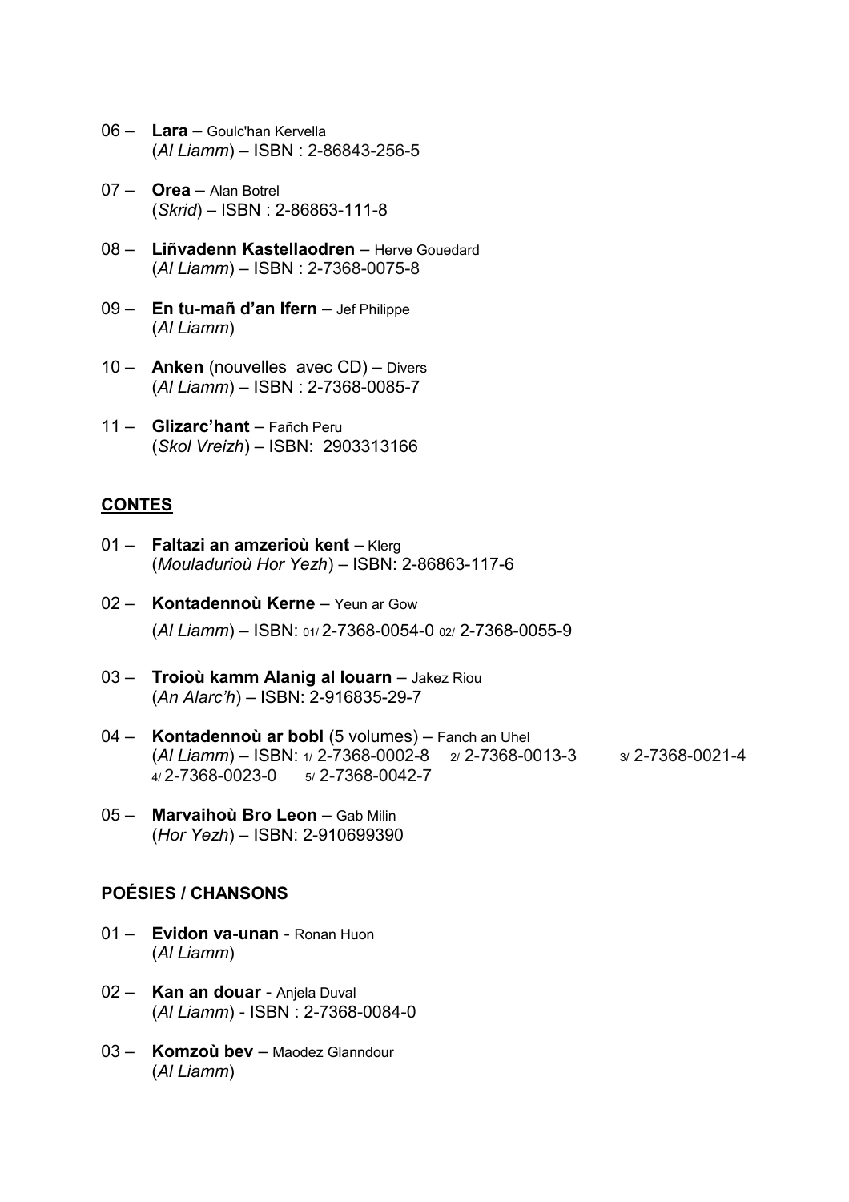06 – **Lara** – Goulc'han Kervella
(*Al Liamm*) – ISBN : 2-86843-256-5

07 – **Orea** – Alan Botrel
(*Skrid*) – ISBN : 2-86863-111-8

08 – **Liñvadenn Kastellaodren** – Herve Gouedard
(*Al Liamm*) – ISBN : 2-7368-0075-8

09 – **En tu-mañ d'an Ifern** – Jef Philippe
(*Al Liamm*)

10 – **Anken** (nouvelles avec CD) – Divers
(*Al Liamm*) – ISBN : 2-7368-0085-7

11 – **Glizarc'hant** – Fañch Peru
(*Skol Vreizh*) – ISBN: 2903313166

## CONTES

01 – **Faltazi an amzerioù kent** – Klerg
(*Mouladurioù Hor Yezh*) – ISBN: 2-86863-117-6

02 – **Kontadennoù Kerne** – Yeun ar Gow
(*Al Liamm*) – ISBN: 01/ 2-7368-0054-0 02/ 2-7368-0055-9

03 – **Troioù kamm Alanig al louarn** – Jakez Riou
(*An Alarc'h*) – ISBN: 2-916835-29-7

04 – **Kontadennoù ar bobl** (5 volumes) – Fanch an Uhel
(*Al Liamm*) – ISBN: 1/ 2-7368-0002-8 2/ 2-7368-0013-3 3/ 2-7368-0021-4
4/ 2-7368-0023-0 5/ 2-7368-0042-7

05 – **Marvaihoù Bro Leon** – Gab Milin
(*Hor Yezh*) – ISBN: 2-910699390

## POÉSIES / CHANSONS

01 – **Evidon va-unan** - Ronan Huon
(*Al Liamm*)

02 – **Kan an douar** - Anjela Duval
(*Al Liamm*) - ISBN : 2-7368-0084-0

03 – **Komzoù bev** – Maodez Glanndour
(*Al Liamm*)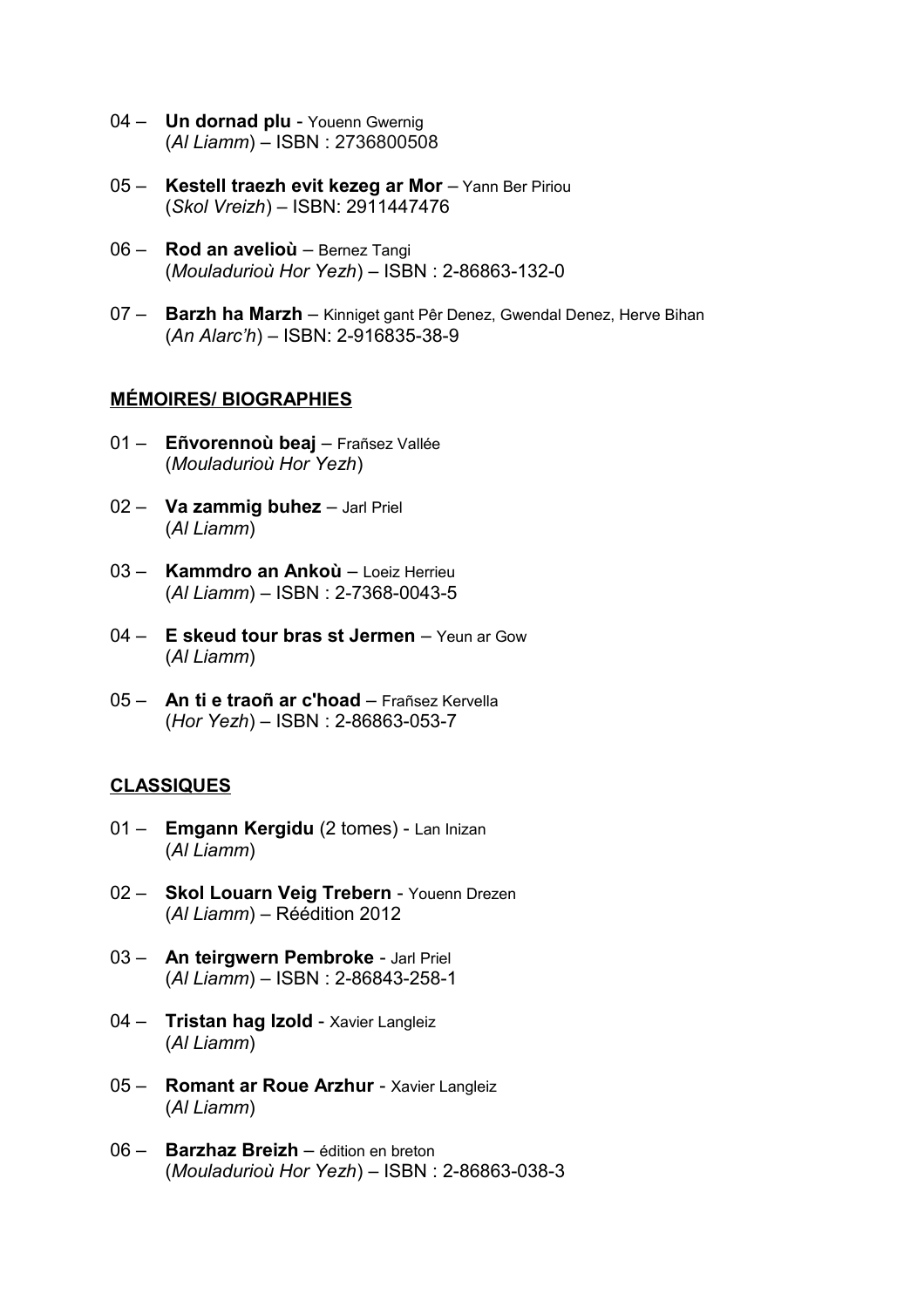04 – **Un dornad plu** - Youenn Gwernig
(*Al Liamm*) – ISBN : 2736800508

05 – **Kestell traezh evit kezeg ar Mor** – Yann Ber Piriou
(*Skol Vreizh*) – ISBN: 2911447476

06 – **Rod an avelioù** – Bernez Tangi
(*Mouladurioù Hor Yezh*) – ISBN : 2-86863-132-0

07 – **Barzh ha Marzh** – Kinniget gant Pêr Denez, Gwendal Denez, Herve Bihan
(*An Alarc'h*) – ISBN: 2-916835-38-9

## MÉMOIRES/ BIOGRAPHIES

01 – **Eñvorennoù beaj** – Frañsez Vallée
(*Mouladurioù Hor Yezh*)

02 – **Va zammig buhez** – Jarl Priel
(*Al Liamm*)

03 – **Kammdro an Ankoù** – Loeiz Herrieu
(*Al Liamm*) – ISBN : 2-7368-0043-5

04 – **E skeud tour bras st Jermen** – Yeun ar Gow
(*Al Liamm*)

05 – **An ti e traoñ ar c'hoad** – Frañsez Kervella
(*Hor Yezh*) – ISBN : 2-86863-053-7

## CLASSIQUES

01 – **Emgann Kergidu** (2 tomes) - Lan Inizan
(*Al Liamm*)

02 – **Skol Louarn Veig Trebern** - Youenn Drezen
(*Al Liamm*) – Réédition 2012

03 – **An teirgwern Pembroke** - Jarl Priel
(*Al Liamm*) – ISBN : 2-86843-258-1

04 – **Tristan hag Izold** - Xavier Langleiz
(*Al Liamm*)

05 – **Romant ar Roue Arzhur** - Xavier Langleiz
(*Al Liamm*)

06 – **Barzhaz Breizh** – édition en breton
(*Mouladurioù Hor Yezh*) – ISBN : 2-86863-038-3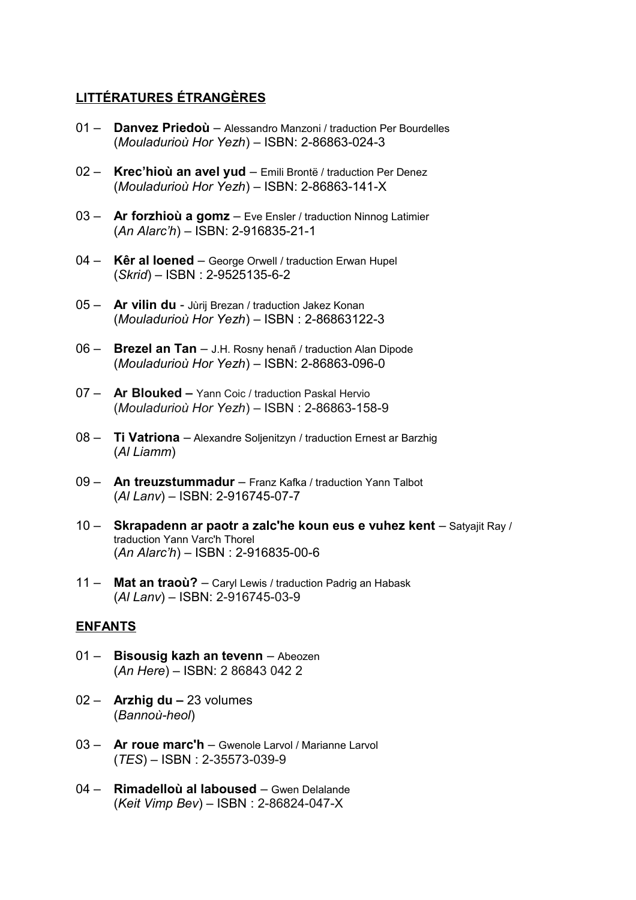## LITTÉRATURES ÉTRANGÈRES

01 – **Danvez Priedoù** – Alessandro Manzoni / traduction Per Bourdelles
(*Mouladurioù Hor Yezh*) – ISBN: 2-86863-024-3

02 – **Krec'hioù an avel yud** – Emili Brontë / traduction Per Denez
(*Mouladurioù Hor Yezh*) – ISBN: 2-86863-141-X

03 – **Ar forzhioù a gomz** – Eve Ensler / traduction Ninnog Latimier
(*An Alarc'h*) – ISBN: 2-916835-21-1

04 – **Kêr al loened** – George Orwell / traduction Erwan Hupel
(*Skrid*) – ISBN : 2-9525135-6-2

05 – **Ar vilin du** - Jùrij Brezan / traduction Jakez Konan
(*Mouladurioù Hor Yezh*) – ISBN : 2-86863122-3

06 – **Brezel an Tan** – J.H. Rosny henañ / traduction Alan Dipode
(*Mouladurioù Hor Yezh*) – ISBN: 2-86863-096-0

07 – **Ar Blouked –** Yann Coic / traduction Paskal Hervio
(*Mouladurioù Hor Yezh*) – ISBN : 2-86863-158-9

08 – **Ti Vatriona** – Alexandre Soljenitzyn / traduction Ernest ar Barzhig
(*Al Liamm*)

09 – **An treuzstummadur** – Franz Kafka / traduction Yann Talbot
(*Al Lanv*) – ISBN: 2-916745-07-7

10 – **Skrapadenn ar paotr a zalc'he koun eus e vuhez kent** – Satyajit Ray / traduction Yann Varc'h Thorel
(*An Alarc'h*) – ISBN : 2-916835-00-6

11 – **Mat an traoù?** – Caryl Lewis / traduction Padrig an Habask
(*Al Lanv*) – ISBN: 2-916745-03-9

## ENFANTS

01 – **Bisousig kazh an tevenn** – Abeozen
(*An Here*) – ISBN: 2 86843 042 2

02 – **Arzhig du –** 23 volumes
(*Bannoù-heol*)

03 – **Ar roue marc'h** – Gwenole Larvol / Marianne Larvol
(*TES*) – ISBN : 2-35573-039-9

04 – **Rimadelloù al laboused** – Gwen Delalande
(*Keit Vimp Bev*) – ISBN : 2-86824-047-X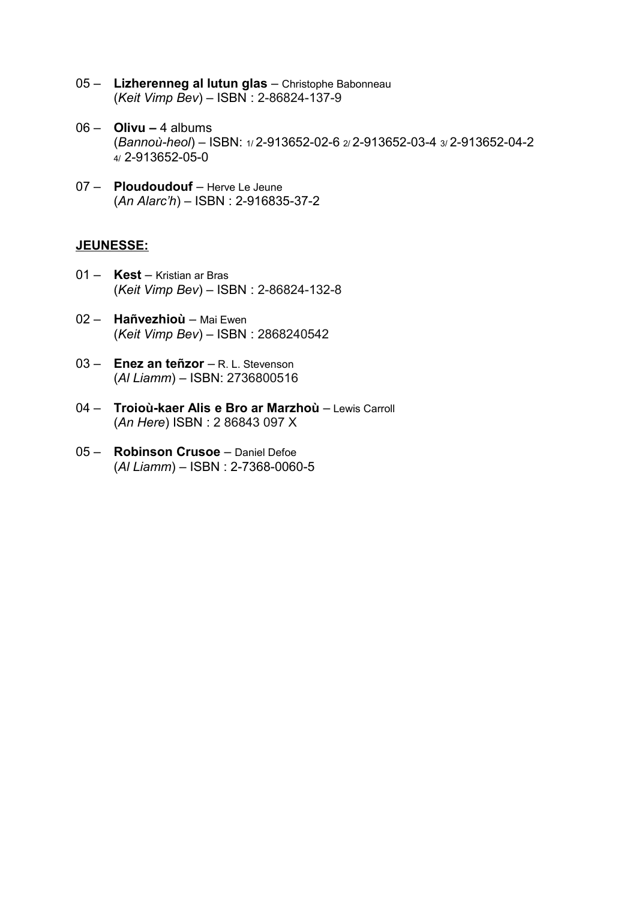05 – **Lizherenneg al lutun glas** – Christophe Babonneau
(*Keit Vimp Bev*) – ISBN : 2-86824-137-9

06 – **Olivu –** 4 albums
(*Bannoù-heol*) – ISBN: 1/ 2-913652-02-6 2/ 2-913652-03-4 3/ 2-913652-04-2 4/ 2-913652-05-0

07 – **Ploudoudouf** – Herve Le Jeune
(*An Alarc'h*) – ISBN : 2-916835-37-2

**JEUNESSE:**

01 – **Kest** – Kristian ar Bras
(*Keit Vimp Bev*) – ISBN : 2-86824-132-8

02 – **Hañvezhioù** – Mai Ewen
(*Keit Vimp Bev*) – ISBN : 2868240542

03 – **Enez an teñzor** – R. L. Stevenson
(*Al Liamm*) – ISBN: 2736800516

04 – **Troioù-kaer Alis e Bro ar Marzhoù** – Lewis Carroll
(*An Here*) ISBN : 2 86843 097 X

05 – **Robinson Crusoe** – Daniel Defoe
(*Al Liamm*) – ISBN : 2-7368-0060-5